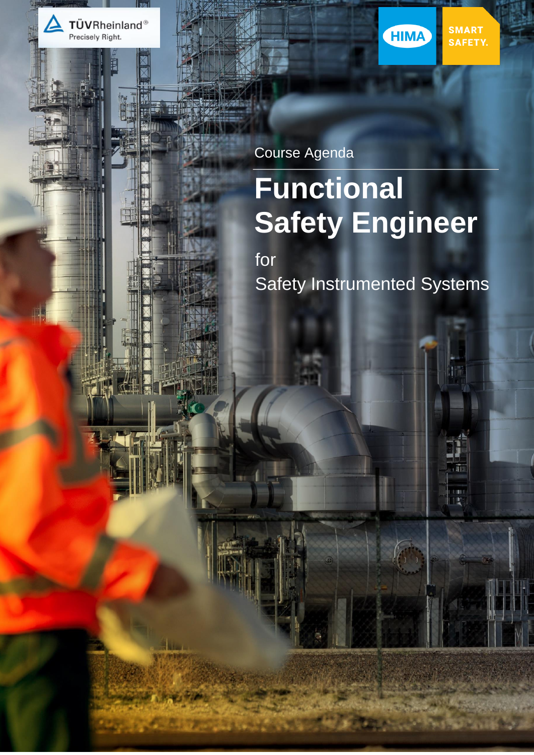TÜVRheinland®
Precisely Right.

HIMA SMART SAFETY.

Course Agenda

# Functional Safety Engineer

for

Safety Instrumented Systems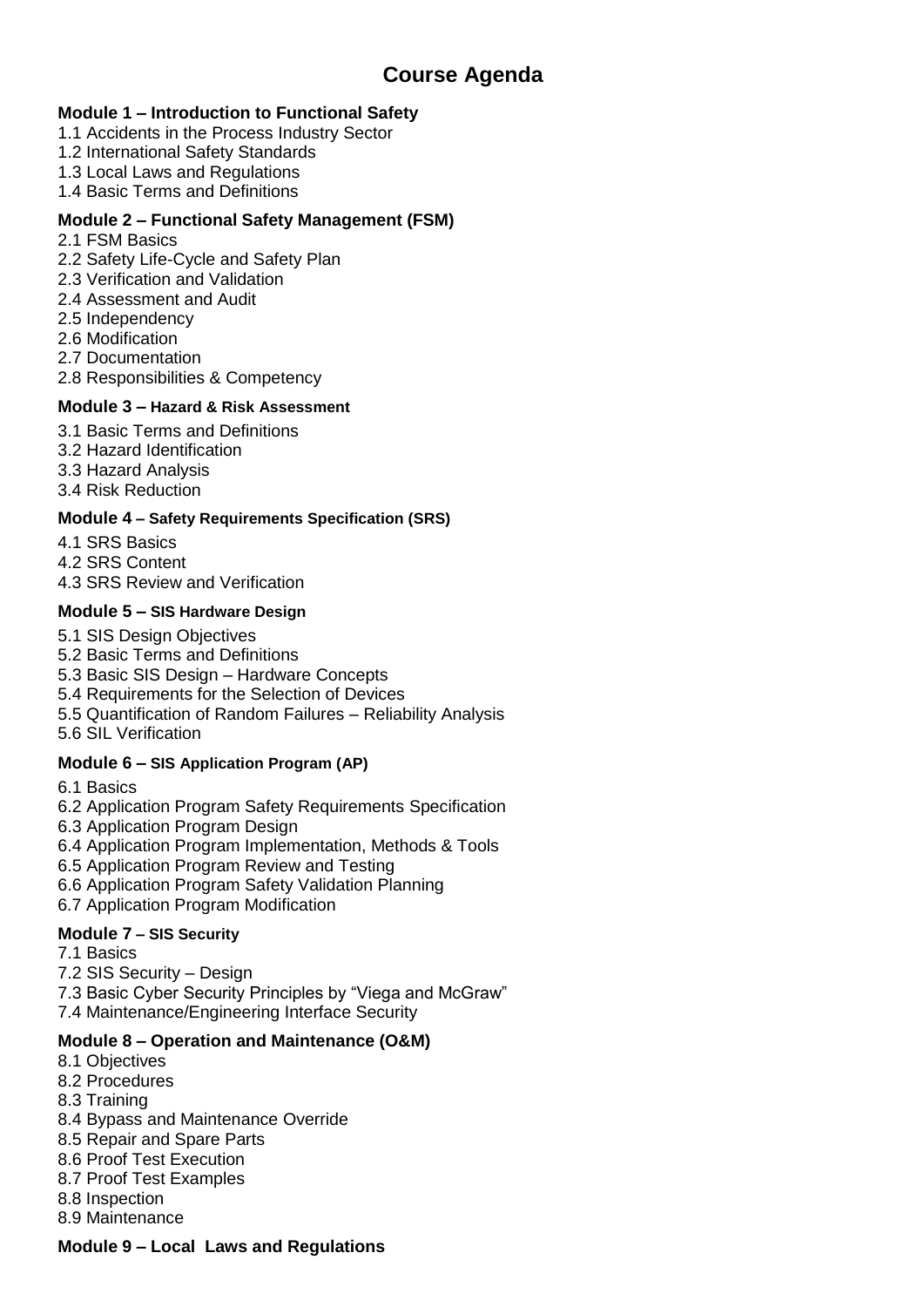# Course Agenda

**Module 1 – Introduction to Functional Safety**

1.1 Accidents in the Process Industry Sector
1.2 International Safety Standards
1.3 Local Laws and Regulations
1.4 Basic Terms and Definitions

**Module 2 – Functional Safety Management (FSM)**

2.1 FSM Basics
2.2 Safety Life-Cycle and Safety Plan
2.3 Verification and Validation
2.4 Assessment and Audit
2.5 Independency
2.6 Modification
2.7 Documentation
2.8 Responsibilities & Competency

**Module 3 – Hazard & Risk Assessment**

3.1 Basic Terms and Definitions
3.2 Hazard Identification
3.3 Hazard Analysis
3.4 Risk Reduction

**Module 4 – Safety Requirements Specification (SRS)**

4.1 SRS Basics
4.2 SRS Content
4.3 SRS Review and Verification

**Module 5 – SIS Hardware Design**

5.1 SIS Design Objectives
5.2 Basic Terms and Definitions
5.3 Basic SIS Design – Hardware Concepts
5.4 Requirements for the Selection of Devices
5.5 Quantification of Random Failures – Reliability Analysis
5.6 SIL Verification

**Module 6 – SIS Application Program (AP)**

6.1 Basics
6.2 Application Program Safety Requirements Specification
6.3 Application Program Design
6.4 Application Program Implementation, Methods & Tools
6.5 Application Program Review and Testing
6.6 Application Program Safety Validation Planning
6.7 Application Program Modification

**Module 7 – SIS Security**

7.1 Basics
7.2 SIS Security – Design
7.3 Basic Cyber Security Principles by "Viega and McGraw"
7.4 Maintenance/Engineering Interface Security

**Module 8 – Operation and Maintenance (O&M)**

8.1 Objectives
8.2 Procedures
8.3 Training
8.4 Bypass and Maintenance Override
8.5 Repair and Spare Parts
8.6 Proof Test Execution
8.7 Proof Test Examples
8.8 Inspection
8.9 Maintenance

**Module 9 – Local Laws and Regulations**